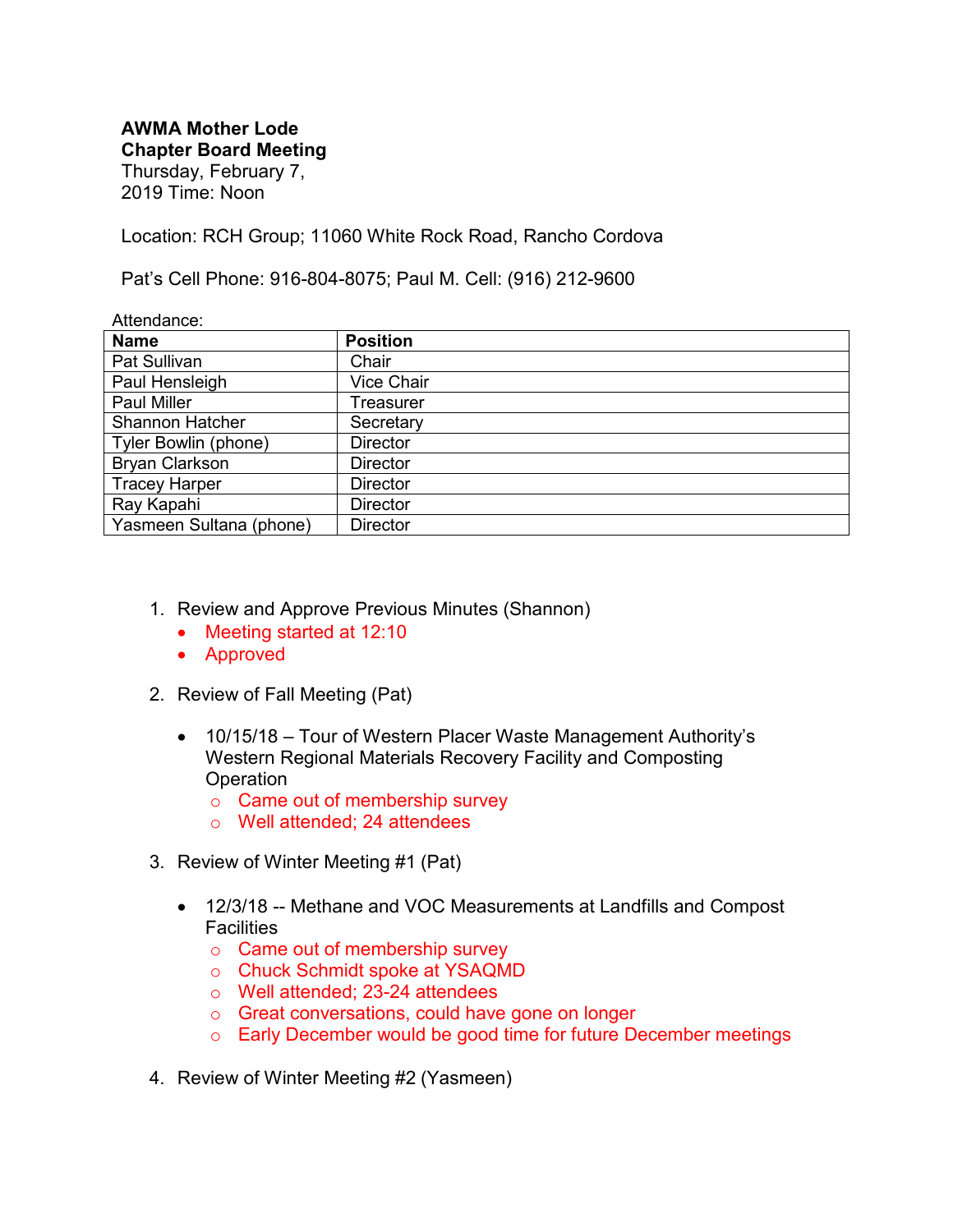**AWMA Mother Lode**
**Chapter Board Meeting**
Thursday, February 7,
2019 Time: Noon

Location: RCH Group; 11060 White Rock Road, Rancho Cordova

Pat's Cell Phone: 916-804-8075; Paul M. Cell: (916) 212-9600

Attendance:

| Name | Position |
|---|---|
| Pat Sullivan | Chair |
| Paul Hensleigh | Vice Chair |
| Paul Miller | Treasurer |
| Shannon Hatcher | Secretary |
| Tyler Bowlin (phone) | Director |
| Bryan Clarkson | Director |
| Tracey Harper | Director |
| Ray Kapahi | Director |
| Yasmeen Sultana (phone) | Director |

1. Review and Approve Previous Minutes (Shannon)
   - Meeting started at 12:10
   - Approved

2. Review of Fall Meeting (Pat)
   - 10/15/18 – Tour of Western Placer Waste Management Authority's Western Regional Materials Recovery Facility and Composting Operation
     - Came out of membership survey
     - Well attended; 24 attendees

3. Review of Winter Meeting #1 (Pat)
   - 12/3/18 -- Methane and VOC Measurements at Landfills and Compost Facilities
     - Came out of membership survey
     - Chuck Schmidt spoke at YSAQMD
     - Well attended; 23-24 attendees
     - Great conversations, could have gone on longer
     - Early December would be good time for future December meetings

4. Review of Winter Meeting #2 (Yasmeen)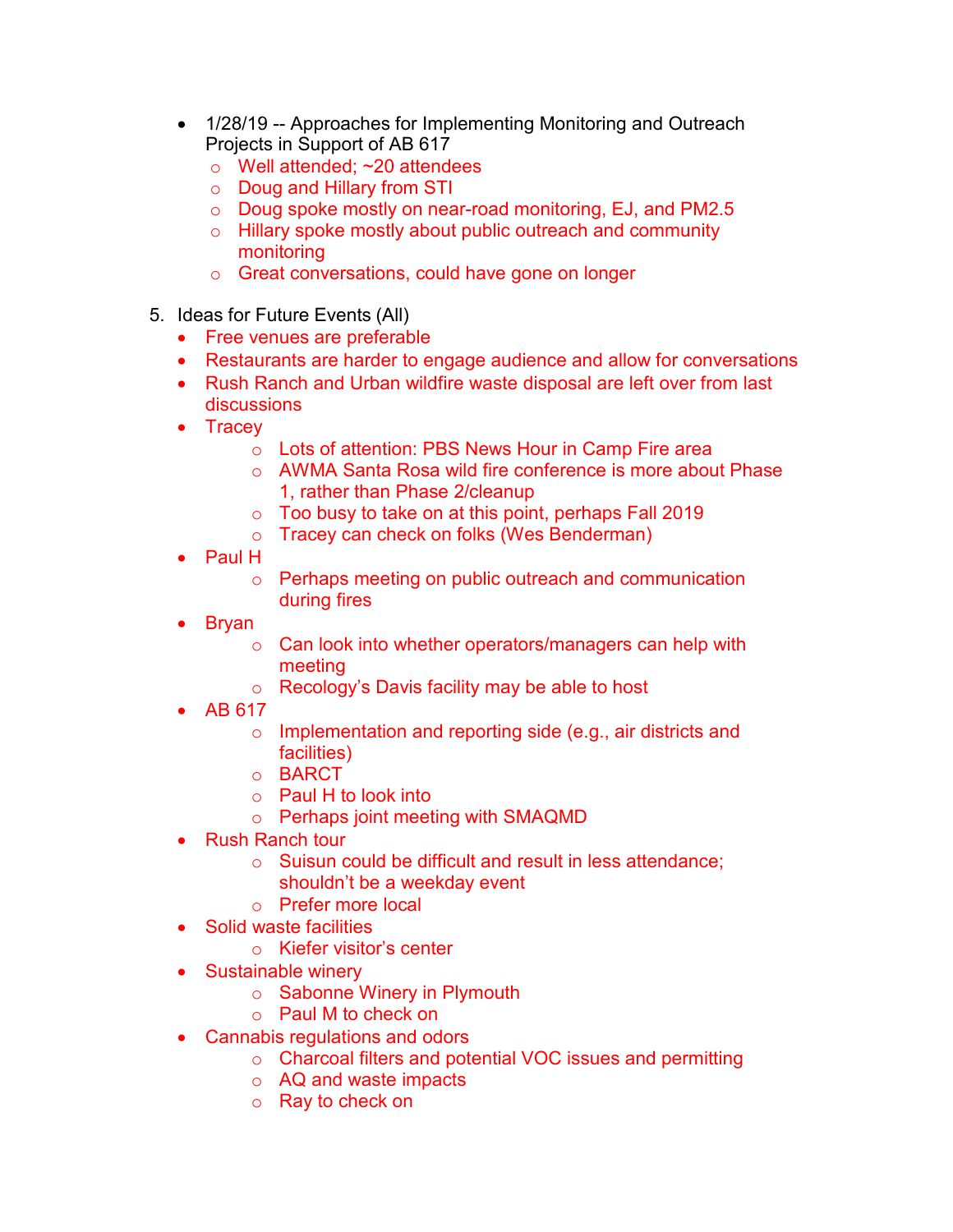- 1/28/19 -- Approaches for Implementing Monitoring and Outreach Projects in Support of AB 617
  - Well attended; ~20 attendees
  - Doug and Hillary from STI
  - Doug spoke mostly on near-road monitoring, EJ, and PM2.5
  - Hillary spoke mostly about public outreach and community monitoring
  - Great conversations, could have gone on longer

5. Ideas for Future Events (All)
   - Free venues are preferable
   - Restaurants are harder to engage audience and allow for conversations
   - Rush Ranch and Urban wildfire waste disposal are left over from last discussions
   - Tracey
     - Lots of attention: PBS News Hour in Camp Fire area
     - AWMA Santa Rosa wild fire conference is more about Phase 1, rather than Phase 2/cleanup
     - Too busy to take on at this point, perhaps Fall 2019
     - Tracey can check on folks (Wes Benderman)
   - Paul H
     - Perhaps meeting on public outreach and communication during fires
   - Bryan
     - Can look into whether operators/managers can help with meeting
     - Recology's Davis facility may be able to host
   - AB 617
     - Implementation and reporting side (e.g., air districts and facilities)
     - BARCT
     - Paul H to look into
     - Perhaps joint meeting with SMAQMD
   - Rush Ranch tour
     - Suisun could be difficult and result in less attendance; shouldn't be a weekday event
     - Prefer more local
   - Solid waste facilities
     - Kiefer visitor's center
   - Sustainable winery
     - Sabonne Winery in Plymouth
     - Paul M to check on
   - Cannabis regulations and odors
     - Charcoal filters and potential VOC issues and permitting
     - AQ and waste impacts
     - Ray to check on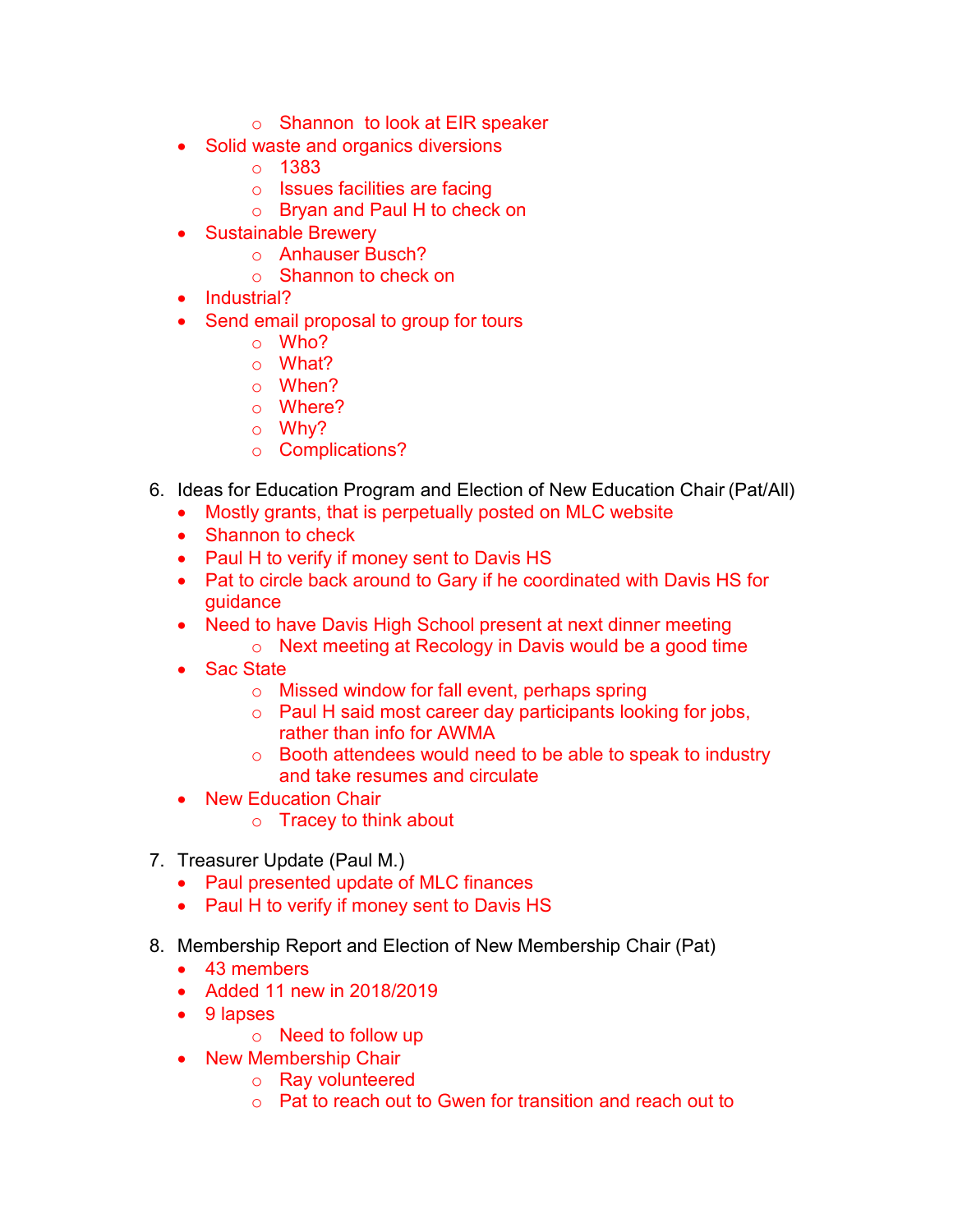- Shannon to look at EIR speaker
- Solid waste and organics diversions
  - 1383
  - Issues facilities are facing
  - Bryan and Paul H to check on
- Sustainable Brewery
  - Anhauser Busch?
  - Shannon to check on
- Industrial?
- Send email proposal to group for tours
  - Who?
  - What?
  - When?
  - Where?
  - Why?
  - Complications?

6. Ideas for Education Program and Election of New Education Chair (Pat/All)
   - Mostly grants, that is perpetually posted on MLC website
   - Shannon to check
   - Paul H to verify if money sent to Davis HS
   - Pat to circle back around to Gary if he coordinated with Davis HS for guidance
   - Need to have Davis High School present at next dinner meeting
     - Next meeting at Recology in Davis would be a good time
   - Sac State
     - Missed window for fall event, perhaps spring
     - Paul H said most career day participants looking for jobs, rather than info for AWMA
     - Booth attendees would need to be able to speak to industry and take resumes and circulate
   - New Education Chair
     - Tracey to think about

7. Treasurer Update (Paul M.)
   - Paul presented update of MLC finances
   - Paul H to verify if money sent to Davis HS

8. Membership Report and Election of New Membership Chair (Pat)
   - 43 members
   - Added 11 new in 2018/2019
   - 9 lapses
     - Need to follow up
   - New Membership Chair
     - Ray volunteered
     - Pat to reach out to Gwen for transition and reach out to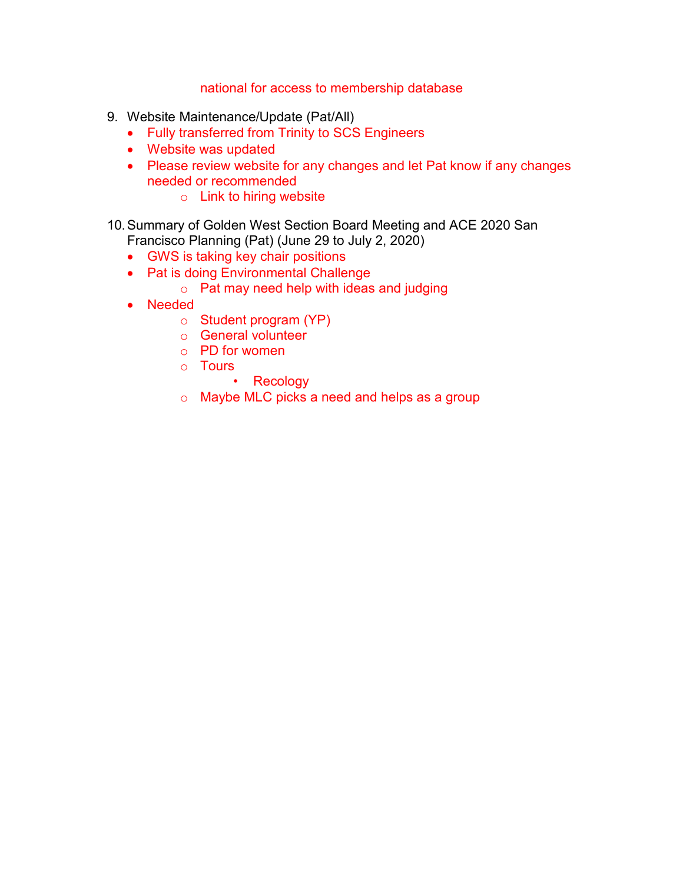national for access to membership database

9. Website Maintenance/Update (Pat/All)
   - Fully transferred from Trinity to SCS Engineers
   - Website was updated
   - Please review website for any changes and let Pat know if any changes needed or recommended
     - Link to hiring website

10. Summary of Golden West Section Board Meeting and ACE 2020 San Francisco Planning (Pat) (June 29 to July 2, 2020)
    - GWS is taking key chair positions
    - Pat is doing Environmental Challenge
      - Pat may need help with ideas and judging
    - Needed
      - Student program (YP)
      - General volunteer
      - PD for women
      - Tours
        - Recology
      - Maybe MLC picks a need and helps as a group